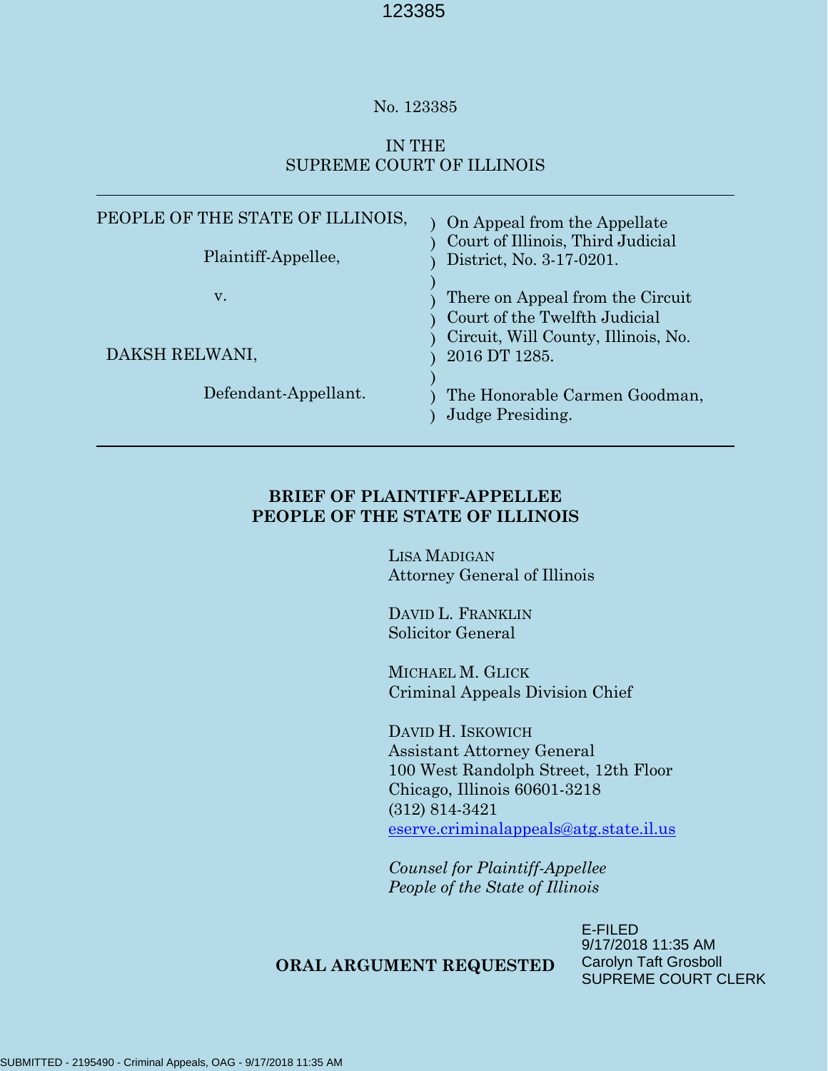No. 123385

IN THE
SUPREME COURT OF ILLINOIS

| | |
|---|---|
| PEOPLE OF THE STATE OF ILLINOIS, | ) On Appeal from the Appellate |
| | ) Court of Illinois, Third Judicial |
| Plaintiff-Appellee, | ) District, No. 3-17-0201. |
| | ) |
| v. | ) There on Appeal from the Circuit |
| | ) Court of the Twelfth Judicial |
| | ) Circuit, Will County, Illinois, No. |
| DAKSH RELWANI, | ) 2016 DT 1285. |
| | ) |
| Defendant-Appellant. | ) The Honorable Carmen Goodman, |
| | ) Judge Presiding. |

**BRIEF OF PLAINTIFF-APPELLEE**
**PEOPLE OF THE STATE OF ILLINOIS**

LISA MADIGAN
Attorney General of Illinois

DAVID L. FRANKLIN
Solicitor General

MICHAEL M. GLICK
Criminal Appeals Division Chief

DAVID H. ISKOWICH
Assistant Attorney General
100 West Randolph Street, 12th Floor
Chicago, Illinois 60601-3218
(312) 814-3421
eserve.criminalappeals@atg.state.il.us

*Counsel for Plaintiff-Appellee*
*People of the State of Illinois*

**ORAL ARGUMENT REQUESTED**

E-FILED
9/17/2018 11:35 AM
Carolyn Taft Grosboll
SUPREME COURT CLERK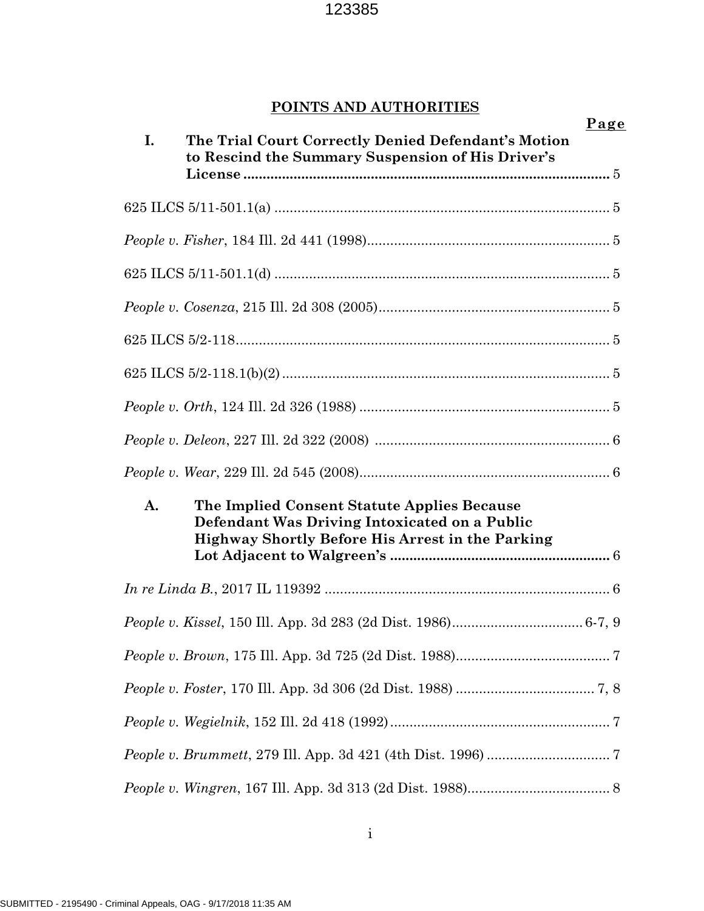## POINTS AND AUTHORITIES

**Page**

**I. The Trial Court Correctly Denied Defendant's Motion to Rescind the Summary Suspension of His Driver's License** ............................................................................................ 5

625 ILCS 5/11-501.1(a) ........................................................................................ 5

*People v. Fisher*, 184 Ill. 2d 441 (1998)............................................................... 5

625 ILCS 5/11-501.1(d) ........................................................................................ 5

*People v. Cosenza*, 215 Ill. 2d 308 (2005)............................................................ 5

625 ILCS 5/2-118................................................................................................. 5

625 ILCS 5/2-118.1(b)(2) ..................................................................................... 5

*People v. Orth*, 124 Ill. 2d 326 (1988) ................................................................. 5

*People v. Deleon*, 227 Ill. 2d 322 (2008) ............................................................. 6

*People v. Wear*, 229 Ill. 2d 545 (2008)................................................................. 6

**A. The Implied Consent Statute Applies Because Defendant Was Driving Intoxicated on a Public Highway Shortly Before His Arrest in the Parking Lot Adjacent to Walgreen's** ......................................................... 6

*In re Linda B.*, 2017 IL 119392 .......................................................................... 6

*People v. Kissel*, 150 Ill. App. 3d 283 (2d Dist. 1986).................................. 6-7, 9

*People v. Brown*, 175 Ill. App. 3d 725 (2d Dist. 1988)........................................ 7

*People v. Foster*, 170 Ill. App. 3d 306 (2d Dist. 1988) .................................... 7, 8

*People v. Wegielnik*, 152 Ill. 2d 418 (1992).......................................................... 7

*People v. Brummett*, 279 Ill. App. 3d 421 (4th Dist. 1996) ................................ 7

*People v. Wingren*, 167 Ill. App. 3d 313 (2d Dist. 1988)..................................... 8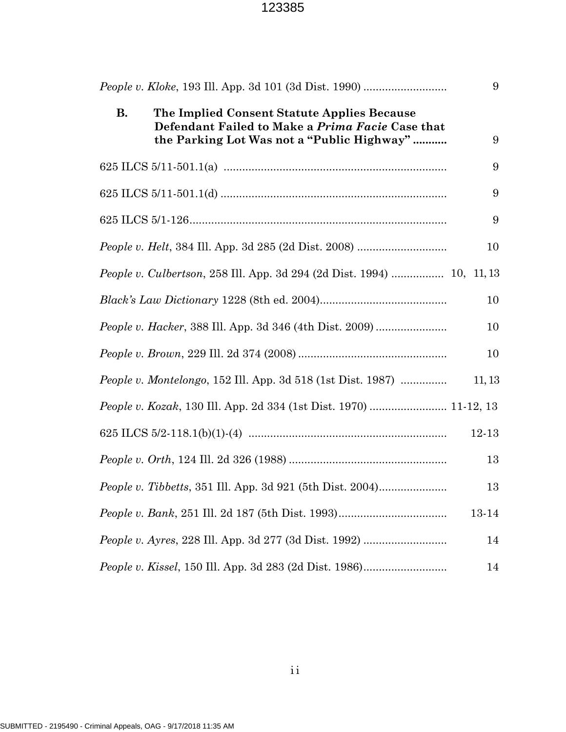*People v. Kloke*, 193 Ill. App. 3d 101 (3d Dist. 1990) .......................... 9

**B. The Implied Consent Statute Applies Because Defendant Failed to Make a *Prima Facie* Case that the Parking Lot Was not a "Public Highway" .......... 9**

625 ILCS 5/11-501.1(a) ....................................................................... 9

625 ILCS 5/11-501.1(d) ....................................................................... 9

625 ILCS 5/1-126................................................................................. 9

*People v. Helt*, 384 Ill. App. 3d 285 (2d Dist. 2008) ............................ 10

*People v. Culbertson*, 258 Ill. App. 3d 294 (2d Dist. 1994) ................ 10, 11, 13

*Black's Law Dictionary* 1228 (8th ed. 2004)......................................... 10

*People v. Hacker*, 388 Ill. App. 3d 346 (4th Dist. 2009) ....................... 10

*People v. Brown*, 229 Ill. 2d 374 (2008) ............................................... 10

*People v. Montelongo*, 152 Ill. App. 3d 518 (1st Dist. 1987) .............. 11, 13

*People v. Kozak*, 130 Ill. App. 2d 334 (1st Dist. 1970) ......................... 11-12, 13

625 ILCS 5/2-118.1(b)(1)-(4) ............................................................... 12-13

*People v. Orth*, 124 Ill. 2d 326 (1988) .................................................. 13

*People v. Tibbetts*, 351 Ill. App. 3d 921 (5th Dist. 2004)...................... 13

*People v. Bank*, 251 Ill. 2d 187 (5th Dist. 1993)................................... 13-14

*People v. Ayres*, 228 Ill. App. 3d 277 (3d Dist. 1992) .......................... 14

*People v. Kissel*, 150 Ill. App. 3d 283 (2d Dist. 1986).......................... 14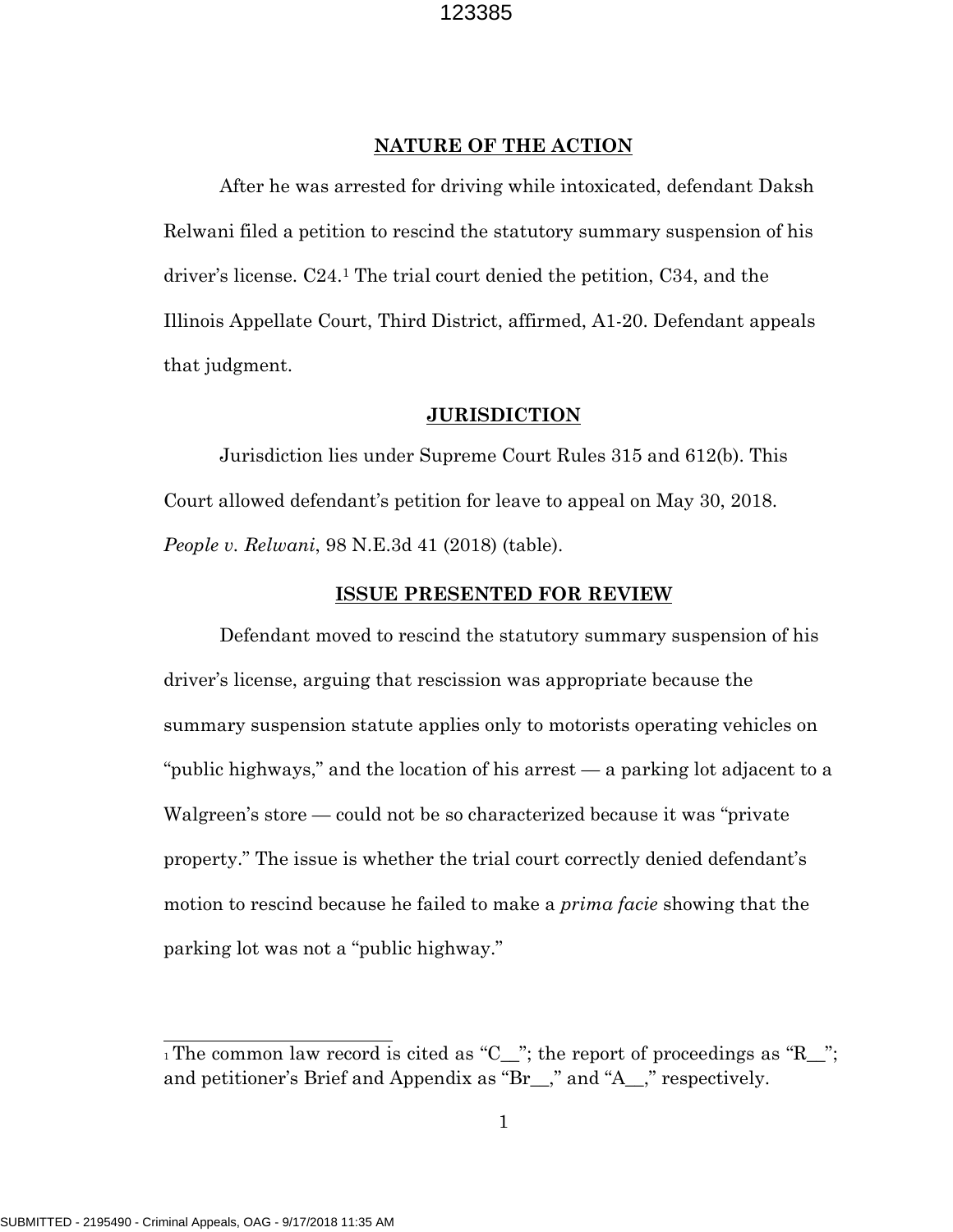## NATURE OF THE ACTION

After he was arrested for driving while intoxicated, defendant Daksh Relwani filed a petition to rescind the statutory summary suspension of his driver's license. C24.[1] The trial court denied the petition, C34, and the Illinois Appellate Court, Third District, affirmed, A1-20. Defendant appeals that judgment.

## JURISDICTION

Jurisdiction lies under Supreme Court Rules 315 and 612(b). This Court allowed defendant's petition for leave to appeal on May 30, 2018. *People v. Relwani*, 98 N.E.3d 41 (2018) (table).

## ISSUE PRESENTED FOR REVIEW

Defendant moved to rescind the statutory summary suspension of his driver's license, arguing that rescission was appropriate because the summary suspension statute applies only to motorists operating vehicles on "public highways," and the location of his arrest — a parking lot adjacent to a Walgreen's store — could not be so characterized because it was "private property." The issue is whether the trial court correctly denied defendant's motion to rescind because he failed to make a *prima facie* showing that the parking lot was not a "public highway."

---

[1] The common law record is cited as "C__"; the report of proceedings as "R__"; and petitioner's Brief and Appendix as "Br__," and "A__," respectively.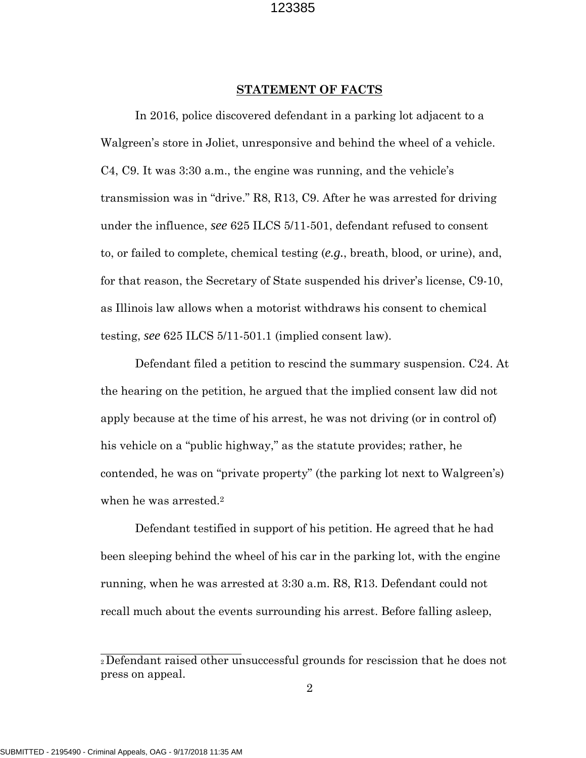## STATEMENT OF FACTS

In 2016, police discovered defendant in a parking lot adjacent to a Walgreen's store in Joliet, unresponsive and behind the wheel of a vehicle. C4, C9. It was 3:30 a.m., the engine was running, and the vehicle's transmission was in "drive." R8, R13, C9. After he was arrested for driving under the influence, *see* 625 ILCS 5/11-501, defendant refused to consent to, or failed to complete, chemical testing (*e.g.*, breath, blood, or urine), and, for that reason, the Secretary of State suspended his driver's license, C9-10, as Illinois law allows when a motorist withdraws his consent to chemical testing, *see* 625 ILCS 5/11-501.1 (implied consent law).

Defendant filed a petition to rescind the summary suspension. C24. At the hearing on the petition, he argued that the implied consent law did not apply because at the time of his arrest, he was not driving (or in control of) his vehicle on a "public highway," as the statute provides; rather, he contended, he was on "private property" (the parking lot next to Walgreen's) when he was arrested.[2]

Defendant testified in support of his petition. He agreed that he had been sleeping behind the wheel of his car in the parking lot, with the engine running, when he was arrested at 3:30 a.m. R8, R13. Defendant could not recall much about the events surrounding his arrest. Before falling asleep,

---

[2] Defendant raised other unsuccessful grounds for rescission that he does not press on appeal.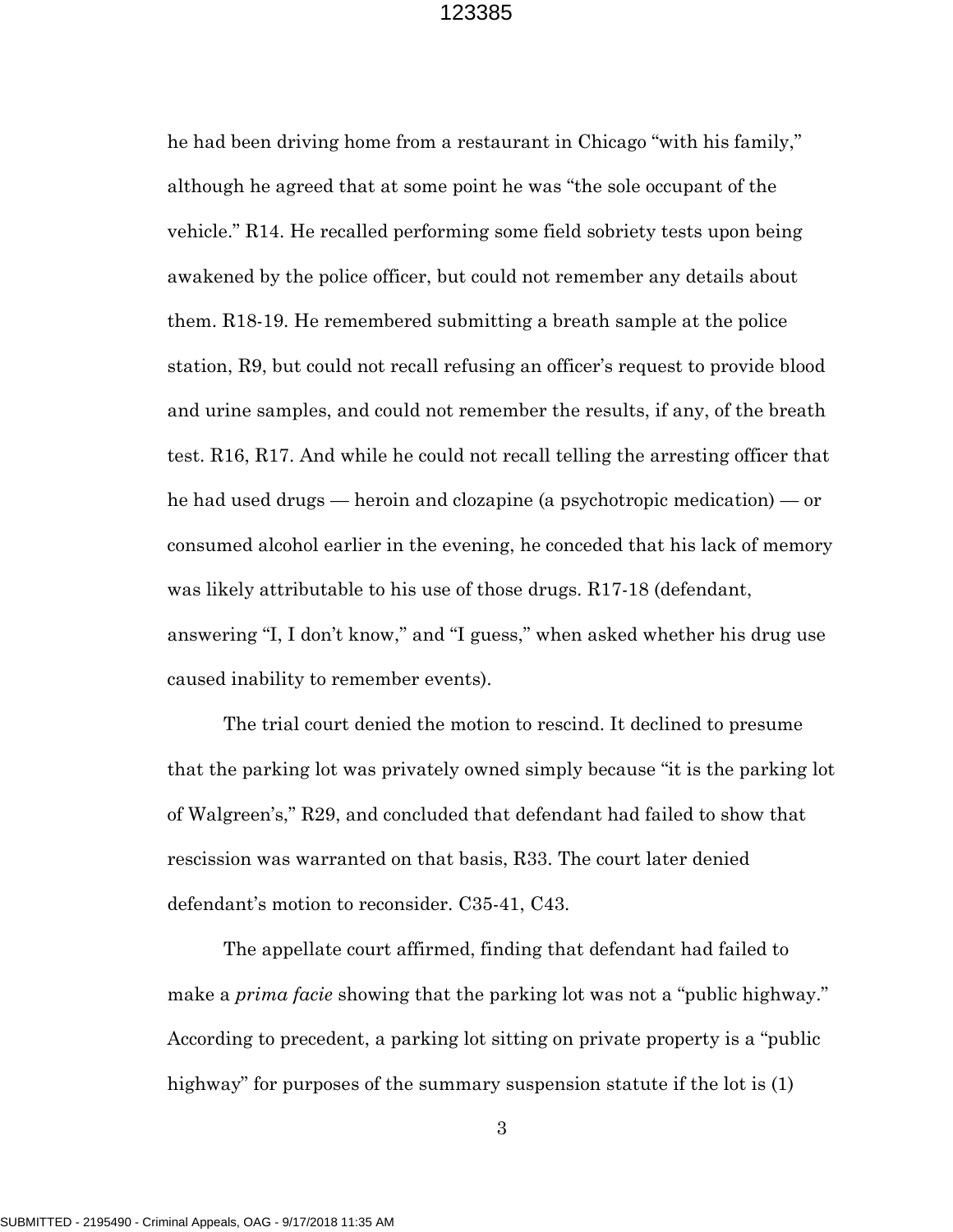he had been driving home from a restaurant in Chicago "with his family," although he agreed that at some point he was "the sole occupant of the vehicle." R14. He recalled performing some field sobriety tests upon being awakened by the police officer, but could not remember any details about them. R18-19. He remembered submitting a breath sample at the police station, R9, but could not recall refusing an officer's request to provide blood and urine samples, and could not remember the results, if any, of the breath test. R16, R17. And while he could not recall telling the arresting officer that he had used drugs — heroin and clozapine (a psychotropic medication) — or consumed alcohol earlier in the evening, he conceded that his lack of memory was likely attributable to his use of those drugs. R17-18 (defendant, answering "I, I don't know," and "I guess," when asked whether his drug use caused inability to remember events).

The trial court denied the motion to rescind. It declined to presume that the parking lot was privately owned simply because "it is the parking lot of Walgreen's," R29, and concluded that defendant had failed to show that rescission was warranted on that basis, R33. The court later denied defendant's motion to reconsider. C35-41, C43.

The appellate court affirmed, finding that defendant had failed to make a *prima facie* showing that the parking lot was not a "public highway." According to precedent, a parking lot sitting on private property is a "public highway" for purposes of the summary suspension statute if the lot is (1)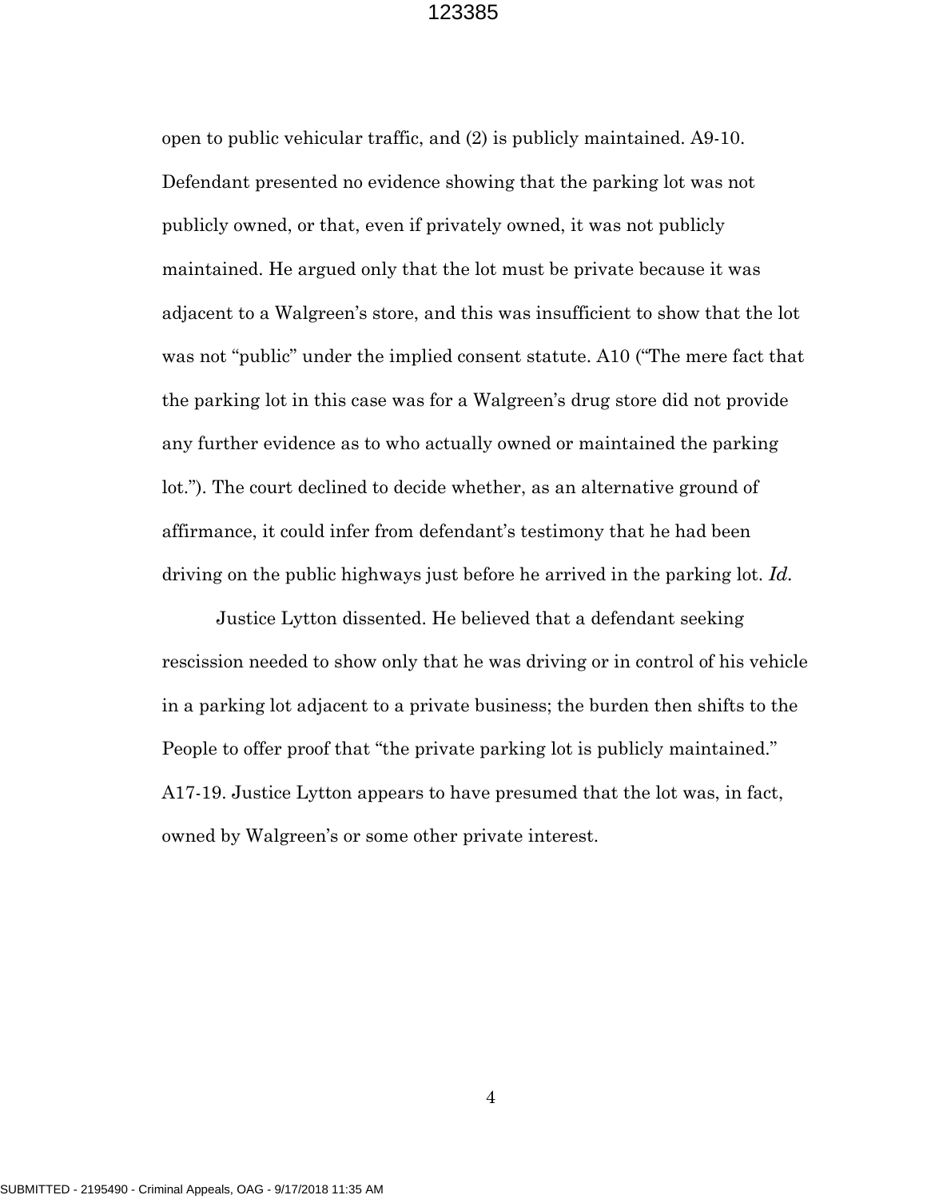open to public vehicular traffic, and (2) is publicly maintained. A9-10. Defendant presented no evidence showing that the parking lot was not publicly owned, or that, even if privately owned, it was not publicly maintained. He argued only that the lot must be private because it was adjacent to a Walgreen's store, and this was insufficient to show that the lot was not "public" under the implied consent statute. A10 ("The mere fact that the parking lot in this case was for a Walgreen's drug store did not provide any further evidence as to who actually owned or maintained the parking lot."). The court declined to decide whether, as an alternative ground of affirmance, it could infer from defendant's testimony that he had been driving on the public highways just before he arrived in the parking lot. *Id.*

Justice Lytton dissented. He believed that a defendant seeking rescission needed to show only that he was driving or in control of his vehicle in a parking lot adjacent to a private business; the burden then shifts to the People to offer proof that "the private parking lot is publicly maintained." A17-19. Justice Lytton appears to have presumed that the lot was, in fact, owned by Walgreen's or some other private interest.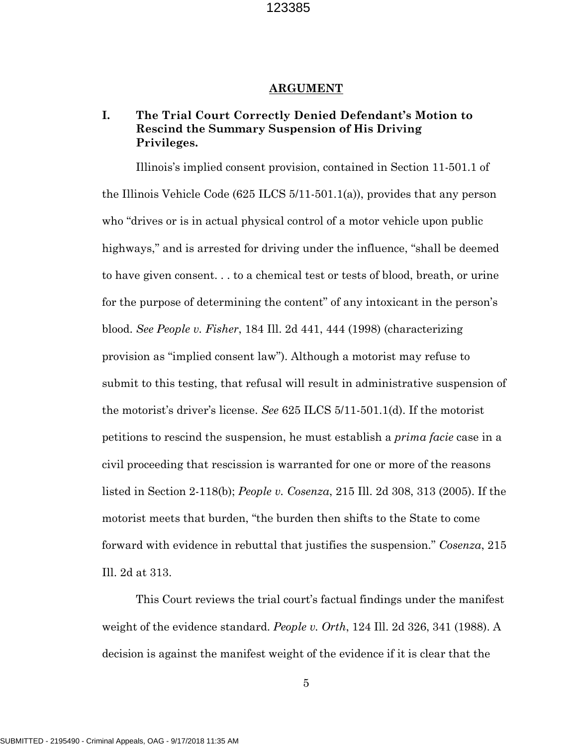## ARGUMENT

### I. The Trial Court Correctly Denied Defendant's Motion to Rescind the Summary Suspension of His Driving Privileges.

Illinois's implied consent provision, contained in Section 11-501.1 of the Illinois Vehicle Code (625 ILCS 5/11-501.1(a)), provides that any person who "drives or is in actual physical control of a motor vehicle upon public highways," and is arrested for driving under the influence, "shall be deemed to have given consent. . . to a chemical test or tests of blood, breath, or urine for the purpose of determining the content" of any intoxicant in the person's blood. *See People v. Fisher*, 184 Ill. 2d 441, 444 (1998) (characterizing provision as "implied consent law"). Although a motorist may refuse to submit to this testing, that refusal will result in administrative suspension of the motorist's driver's license. *See* 625 ILCS 5/11-501.1(d). If the motorist petitions to rescind the suspension, he must establish a *prima facie* case in a civil proceeding that rescission is warranted for one or more of the reasons listed in Section 2-118(b); *People v. Cosenza*, 215 Ill. 2d 308, 313 (2005). If the motorist meets that burden, "the burden then shifts to the State to come forward with evidence in rebuttal that justifies the suspension." *Cosenza*, 215 Ill. 2d at 313.

This Court reviews the trial court's factual findings under the manifest weight of the evidence standard. *People v. Orth*, 124 Ill. 2d 326, 341 (1988). A decision is against the manifest weight of the evidence if it is clear that the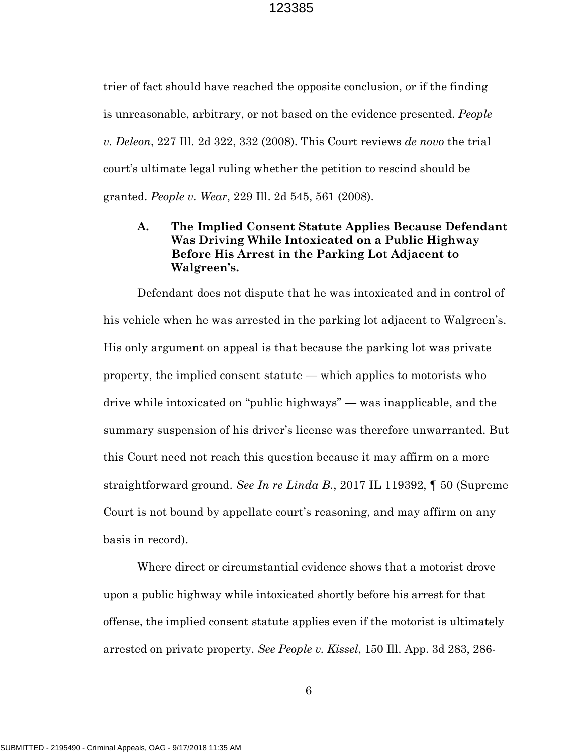trier of fact should have reached the opposite conclusion, or if the finding is unreasonable, arbitrary, or not based on the evidence presented. *People v. Deleon*, 227 Ill. 2d 322, 332 (2008). This Court reviews *de novo* the trial court's ultimate legal ruling whether the petition to rescind should be granted. *People v. Wear*, 229 Ill. 2d 545, 561 (2008).

### A. The Implied Consent Statute Applies Because Defendant Was Driving While Intoxicated on a Public Highway Before His Arrest in the Parking Lot Adjacent to Walgreen's.

Defendant does not dispute that he was intoxicated and in control of his vehicle when he was arrested in the parking lot adjacent to Walgreen's. His only argument on appeal is that because the parking lot was private property, the implied consent statute — which applies to motorists who drive while intoxicated on "public highways" — was inapplicable, and the summary suspension of his driver's license was therefore unwarranted. But this Court need not reach this question because it may affirm on a more straightforward ground. *See In re Linda B.*, 2017 IL 119392, ¶ 50 (Supreme Court is not bound by appellate court's reasoning, and may affirm on any basis in record).

Where direct or circumstantial evidence shows that a motorist drove upon a public highway while intoxicated shortly before his arrest for that offense, the implied consent statute applies even if the motorist is ultimately arrested on private property. *See People v. Kissel*, 150 Ill. App. 3d 283, 286-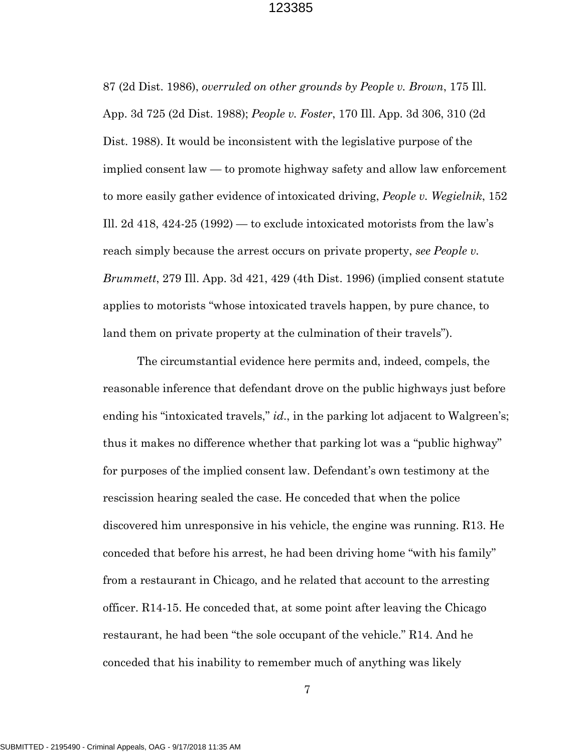87 (2d Dist. 1986), *overruled on other grounds by People v. Brown*, 175 Ill. App. 3d 725 (2d Dist. 1988); *People v. Foster*, 170 Ill. App. 3d 306, 310 (2d Dist. 1988). It would be inconsistent with the legislative purpose of the implied consent law — to promote highway safety and allow law enforcement to more easily gather evidence of intoxicated driving, *People v. Wegielnik*, 152 Ill. 2d 418, 424-25 (1992) — to exclude intoxicated motorists from the law's reach simply because the arrest occurs on private property, *see People v. Brummett*, 279 Ill. App. 3d 421, 429 (4th Dist. 1996) (implied consent statute applies to motorists "whose intoxicated travels happen, by pure chance, to land them on private property at the culmination of their travels").

The circumstantial evidence here permits and, indeed, compels, the reasonable inference that defendant drove on the public highways just before ending his "intoxicated travels," *id.*, in the parking lot adjacent to Walgreen's; thus it makes no difference whether that parking lot was a "public highway" for purposes of the implied consent law. Defendant's own testimony at the rescission hearing sealed the case. He conceded that when the police discovered him unresponsive in his vehicle, the engine was running. R13. He conceded that before his arrest, he had been driving home "with his family" from a restaurant in Chicago, and he related that account to the arresting officer. R14-15. He conceded that, at some point after leaving the Chicago restaurant, he had been "the sole occupant of the vehicle." R14. And he conceded that his inability to remember much of anything was likely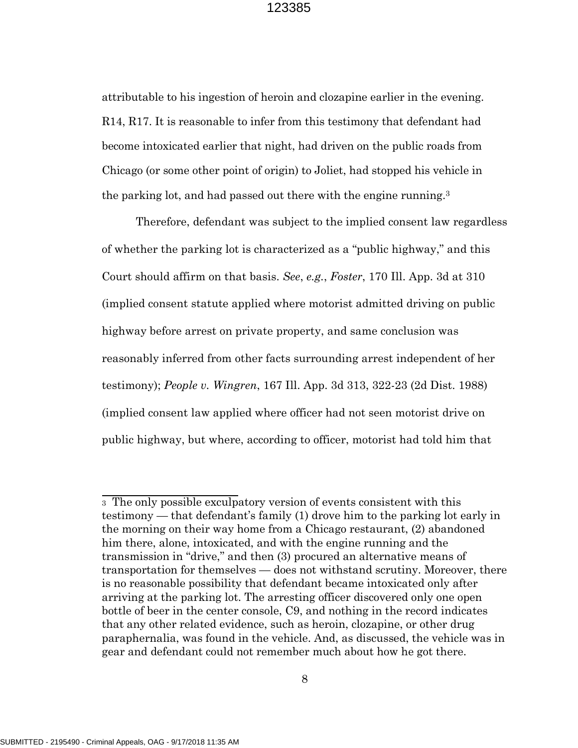attributable to his ingestion of heroin and clozapine earlier in the evening. R14, R17. It is reasonable to infer from this testimony that defendant had become intoxicated earlier that night, had driven on the public roads from Chicago (or some other point of origin) to Joliet, had stopped his vehicle in the parking lot, and had passed out there with the engine running.[3]

Therefore, defendant was subject to the implied consent law regardless of whether the parking lot is characterized as a "public highway," and this Court should affirm on that basis. *See*, *e.g.*, *Foster*, 170 Ill. App. 3d at 310 (implied consent statute applied where motorist admitted driving on public highway before arrest on private property, and same conclusion was reasonably inferred from other facts surrounding arrest independent of her testimony); *People v. Wingren*, 167 Ill. App. 3d 313, 322-23 (2d Dist. 1988) (implied consent law applied where officer had not seen motorist drive on public highway, but where, according to officer, motorist had told him that

---

[3] The only possible exculpatory version of events consistent with this testimony — that defendant's family (1) drove him to the parking lot early in the morning on their way home from a Chicago restaurant, (2) abandoned him there, alone, intoxicated, and with the engine running and the transmission in "drive," and then (3) procured an alternative means of transportation for themselves — does not withstand scrutiny. Moreover, there is no reasonable possibility that defendant became intoxicated only after arriving at the parking lot. The arresting officer discovered only one open bottle of beer in the center console, C9, and nothing in the record indicates that any other related evidence, such as heroin, clozapine, or other drug paraphernalia, was found in the vehicle. And, as discussed, the vehicle was in gear and defendant could not remember much about how he got there.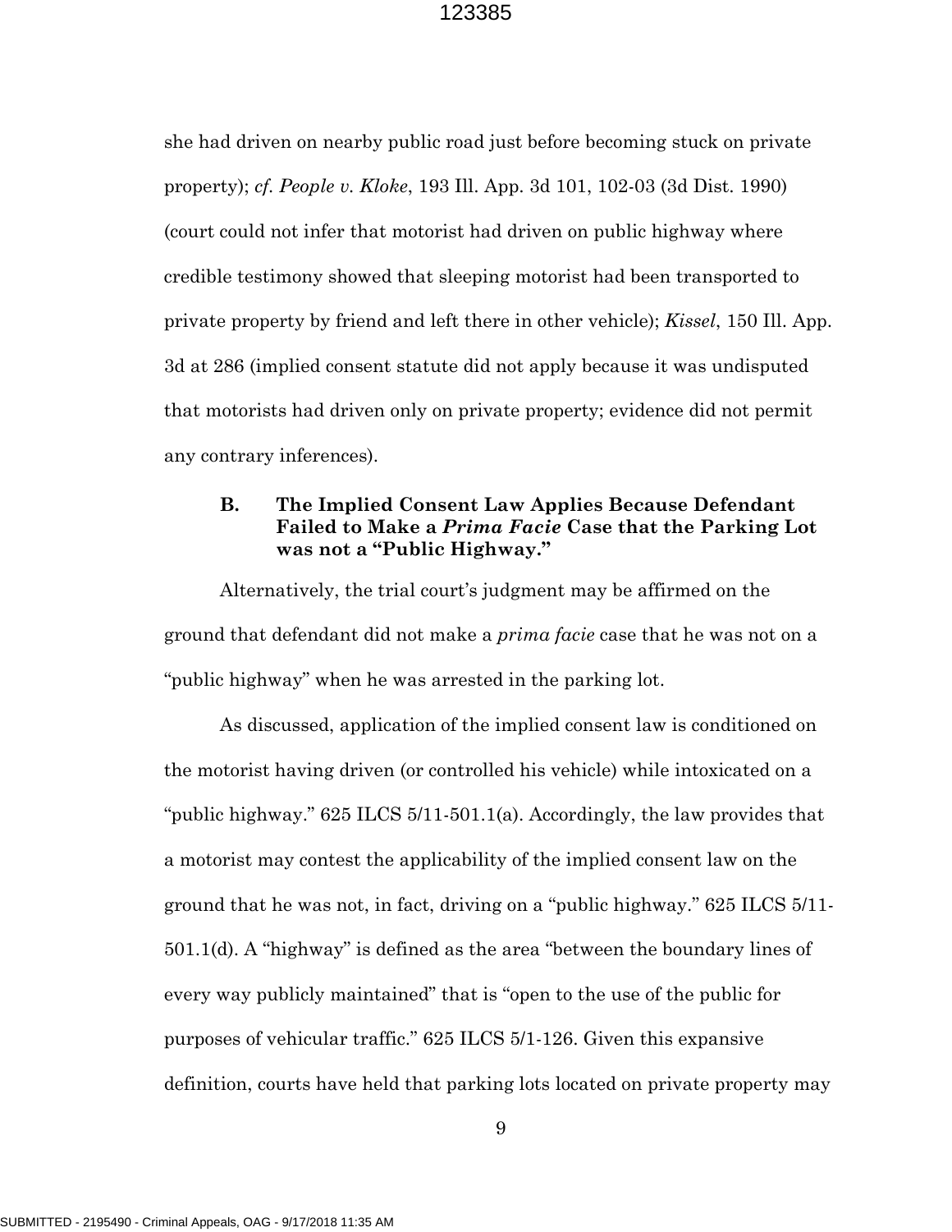she had driven on nearby public road just before becoming stuck on private property); *cf. People v. Kloke*, 193 Ill. App. 3d 101, 102-03 (3d Dist. 1990) (court could not infer that motorist had driven on public highway where credible testimony showed that sleeping motorist had been transported to private property by friend and left there in other vehicle); *Kissel*, 150 Ill. App. 3d at 286 (implied consent statute did not apply because it was undisputed that motorists had driven only on private property; evidence did not permit any contrary inferences).

### B. The Implied Consent Law Applies Because Defendant Failed to Make a *Prima Facie* Case that the Parking Lot was not a "Public Highway."

Alternatively, the trial court's judgment may be affirmed on the ground that defendant did not make a *prima facie* case that he was not on a "public highway" when he was arrested in the parking lot.

As discussed, application of the implied consent law is conditioned on the motorist having driven (or controlled his vehicle) while intoxicated on a "public highway." 625 ILCS 5/11-501.1(a). Accordingly, the law provides that a motorist may contest the applicability of the implied consent law on the ground that he was not, in fact, driving on a "public highway." 625 ILCS 5/11-501.1(d). A "highway" is defined as the area "between the boundary lines of every way publicly maintained" that is "open to the use of the public for purposes of vehicular traffic." 625 ILCS 5/1-126. Given this expansive definition, courts have held that parking lots located on private property may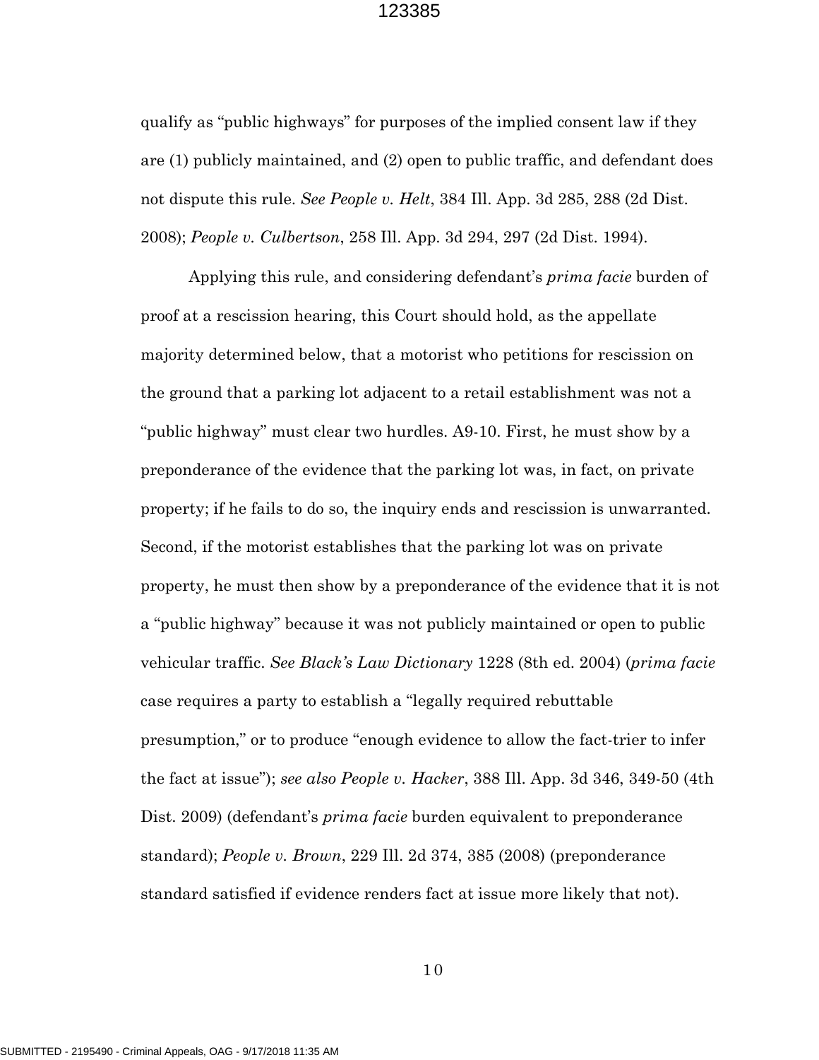qualify as "public highways" for purposes of the implied consent law if they are (1) publicly maintained, and (2) open to public traffic, and defendant does not dispute this rule. *See People v. Helt*, 384 Ill. App. 3d 285, 288 (2d Dist. 2008); *People v. Culbertson*, 258 Ill. App. 3d 294, 297 (2d Dist. 1994).

Applying this rule, and considering defendant's *prima facie* burden of proof at a rescission hearing, this Court should hold, as the appellate majority determined below, that a motorist who petitions for rescission on the ground that a parking lot adjacent to a retail establishment was not a "public highway" must clear two hurdles. A9-10. First, he must show by a preponderance of the evidence that the parking lot was, in fact, on private property; if he fails to do so, the inquiry ends and rescission is unwarranted. Second, if the motorist establishes that the parking lot was on private property, he must then show by a preponderance of the evidence that it is not a "public highway" because it was not publicly maintained or open to public vehicular traffic. *See Black's Law Dictionary* 1228 (8th ed. 2004) (*prima facie* case requires a party to establish a "legally required rebuttable presumption," or to produce "enough evidence to allow the fact-trier to infer the fact at issue"); *see also People v. Hacker*, 388 Ill. App. 3d 346, 349-50 (4th Dist. 2009) (defendant's *prima facie* burden equivalent to preponderance standard); *People v. Brown*, 229 Ill. 2d 374, 385 (2008) (preponderance standard satisfied if evidence renders fact at issue more likely that not).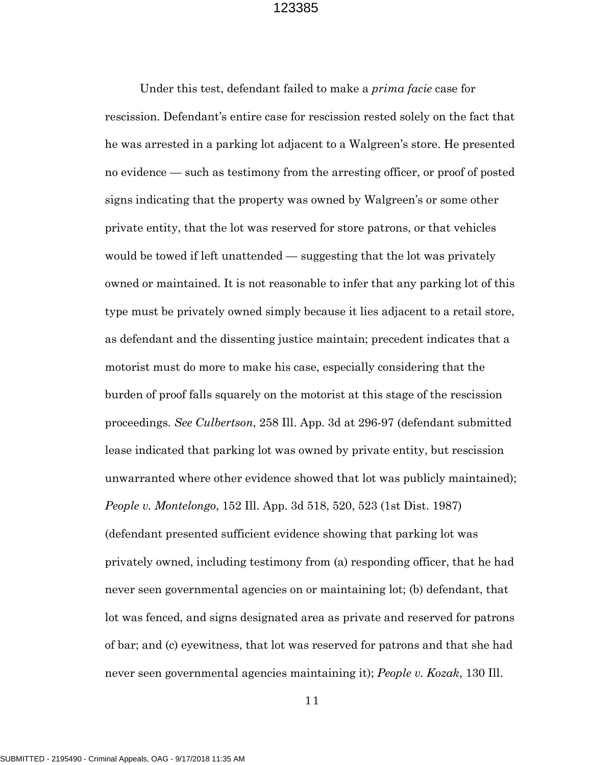Under this test, defendant failed to make a *prima facie* case for rescission. Defendant's entire case for rescission rested solely on the fact that he was arrested in a parking lot adjacent to a Walgreen's store. He presented no evidence — such as testimony from the arresting officer, or proof of posted signs indicating that the property was owned by Walgreen's or some other private entity, that the lot was reserved for store patrons, or that vehicles would be towed if left unattended — suggesting that the lot was privately owned or maintained. It is not reasonable to infer that any parking lot of this type must be privately owned simply because it lies adjacent to a retail store, as defendant and the dissenting justice maintain; precedent indicates that a motorist must do more to make his case, especially considering that the burden of proof falls squarely on the motorist at this stage of the rescission proceedings. *See Culbertson*, 258 Ill. App. 3d at 296-97 (defendant submitted lease indicated that parking lot was owned by private entity, but rescission unwarranted where other evidence showed that lot was publicly maintained); *People v. Montelongo*, 152 Ill. App. 3d 518, 520, 523 (1st Dist. 1987) (defendant presented sufficient evidence showing that parking lot was privately owned, including testimony from (a) responding officer, that he had never seen governmental agencies on or maintaining lot; (b) defendant, that lot was fenced, and signs designated area as private and reserved for patrons of bar; and (c) eyewitness, that lot was reserved for patrons and that she had never seen governmental agencies maintaining it); *People v. Kozak*, 130 Ill.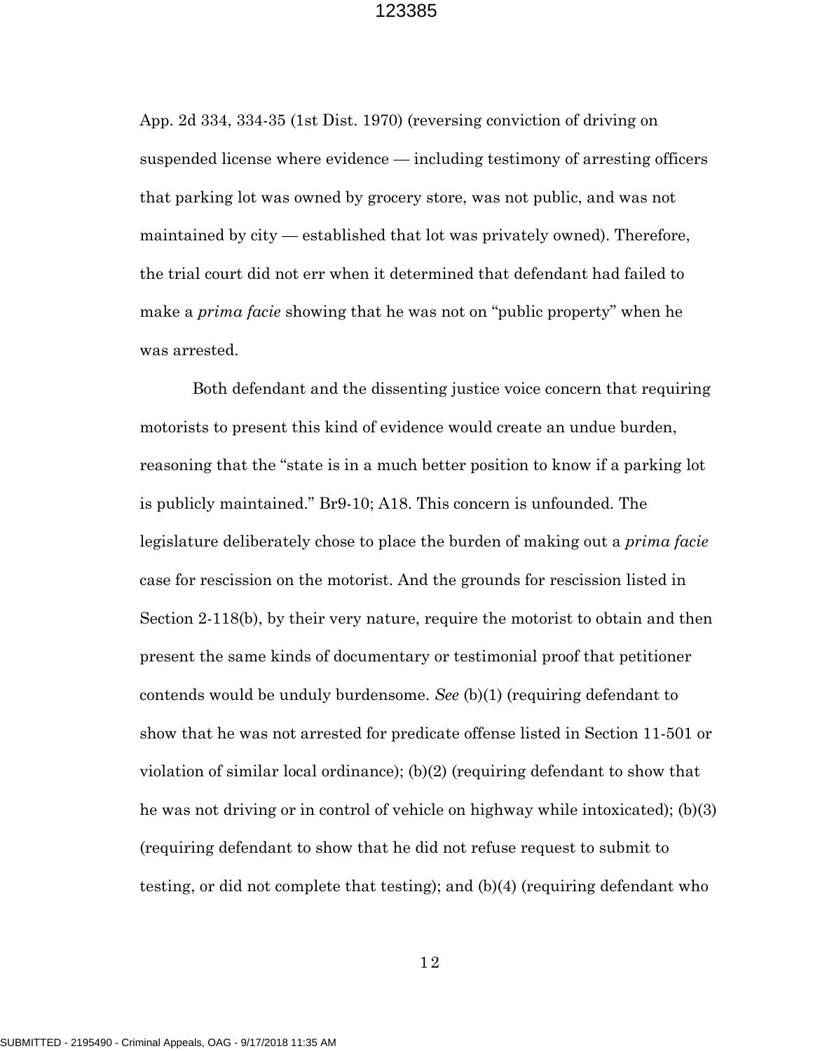App. 2d 334, 334-35 (1st Dist. 1970) (reversing conviction of driving on suspended license where evidence — including testimony of arresting officers that parking lot was owned by grocery store, was not public, and was not maintained by city — established that lot was privately owned). Therefore, the trial court did not err when it determined that defendant had failed to make a *prima facie* showing that he was not on "public property" when he was arrested.

Both defendant and the dissenting justice voice concern that requiring motorists to present this kind of evidence would create an undue burden, reasoning that the "state is in a much better position to know if a parking lot is publicly maintained." Br9-10; A18. This concern is unfounded. The legislature deliberately chose to place the burden of making out a *prima facie* case for rescission on the motorist. And the grounds for rescission listed in Section 2-118(b), by their very nature, require the motorist to obtain and then present the same kinds of documentary or testimonial proof that petitioner contends would be unduly burdensome. *See* (b)(1) (requiring defendant to show that he was not arrested for predicate offense listed in Section 11-501 or violation of similar local ordinance); (b)(2) (requiring defendant to show that he was not driving or in control of vehicle on highway while intoxicated); (b)(3) (requiring defendant to show that he did not refuse request to submit to testing, or did not complete that testing); and (b)(4) (requiring defendant who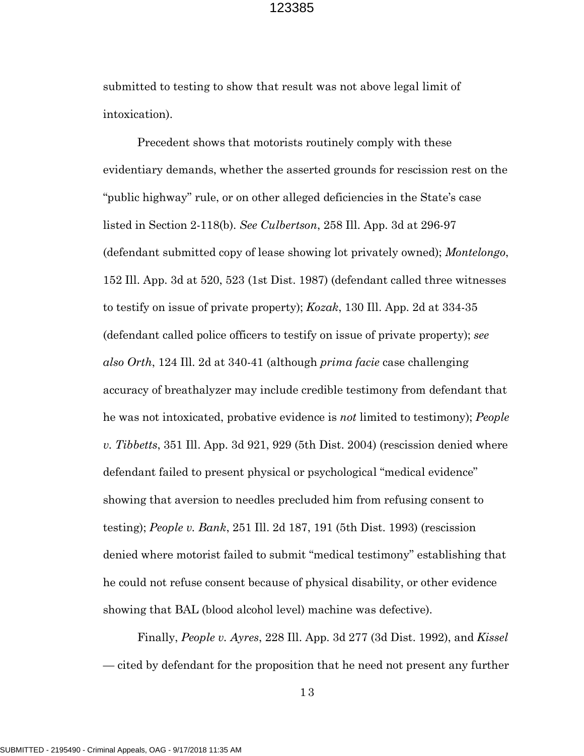submitted to testing to show that result was not above legal limit of intoxication).

Precedent shows that motorists routinely comply with these evidentiary demands, whether the asserted grounds for rescission rest on the "public highway" rule, or on other alleged deficiencies in the State's case listed in Section 2-118(b). *See Culbertson*, 258 Ill. App. 3d at 296-97 (defendant submitted copy of lease showing lot privately owned); *Montelongo*, 152 Ill. App. 3d at 520, 523 (1st Dist. 1987) (defendant called three witnesses to testify on issue of private property); *Kozak*, 130 Ill. App. 2d at 334-35 (defendant called police officers to testify on issue of private property); *see also Orth*, 124 Ill. 2d at 340-41 (although *prima facie* case challenging accuracy of breathalyzer may include credible testimony from defendant that he was not intoxicated, probative evidence is *not* limited to testimony); *People v. Tibbetts*, 351 Ill. App. 3d 921, 929 (5th Dist. 2004) (rescission denied where defendant failed to present physical or psychological "medical evidence" showing that aversion to needles precluded him from refusing consent to testing); *People v. Bank*, 251 Ill. 2d 187, 191 (5th Dist. 1993) (rescission denied where motorist failed to submit "medical testimony" establishing that he could not refuse consent because of physical disability, or other evidence showing that BAL (blood alcohol level) machine was defective).

Finally, *People v. Ayres*, 228 Ill. App. 3d 277 (3d Dist. 1992), and *Kissel* — cited by defendant for the proposition that he need not present any further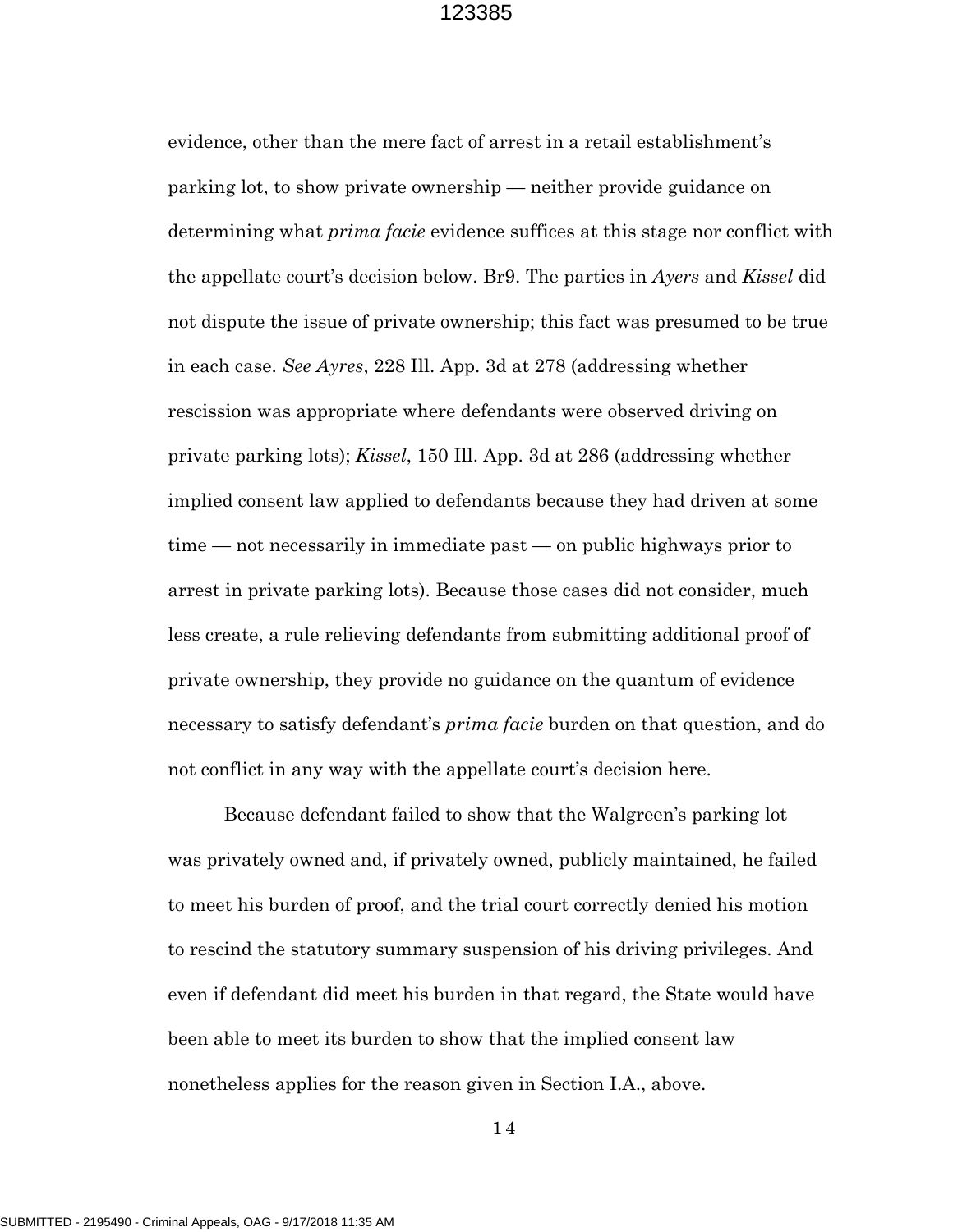evidence, other than the mere fact of arrest in a retail establishment's parking lot, to show private ownership — neither provide guidance on determining what *prima facie* evidence suffices at this stage nor conflict with the appellate court's decision below. Br9. The parties in *Ayers* and *Kissel* did not dispute the issue of private ownership; this fact was presumed to be true in each case. *See Ayres*, 228 Ill. App. 3d at 278 (addressing whether rescission was appropriate where defendants were observed driving on private parking lots); *Kissel*, 150 Ill. App. 3d at 286 (addressing whether implied consent law applied to defendants because they had driven at some time — not necessarily in immediate past — on public highways prior to arrest in private parking lots). Because those cases did not consider, much less create, a rule relieving defendants from submitting additional proof of private ownership, they provide no guidance on the quantum of evidence necessary to satisfy defendant's *prima facie* burden on that question, and do not conflict in any way with the appellate court's decision here.

Because defendant failed to show that the Walgreen's parking lot was privately owned and, if privately owned, publicly maintained, he failed to meet his burden of proof, and the trial court correctly denied his motion to rescind the statutory summary suspension of his driving privileges. And even if defendant did meet his burden in that regard, the State would have been able to meet its burden to show that the implied consent law nonetheless applies for the reason given in Section I.A., above.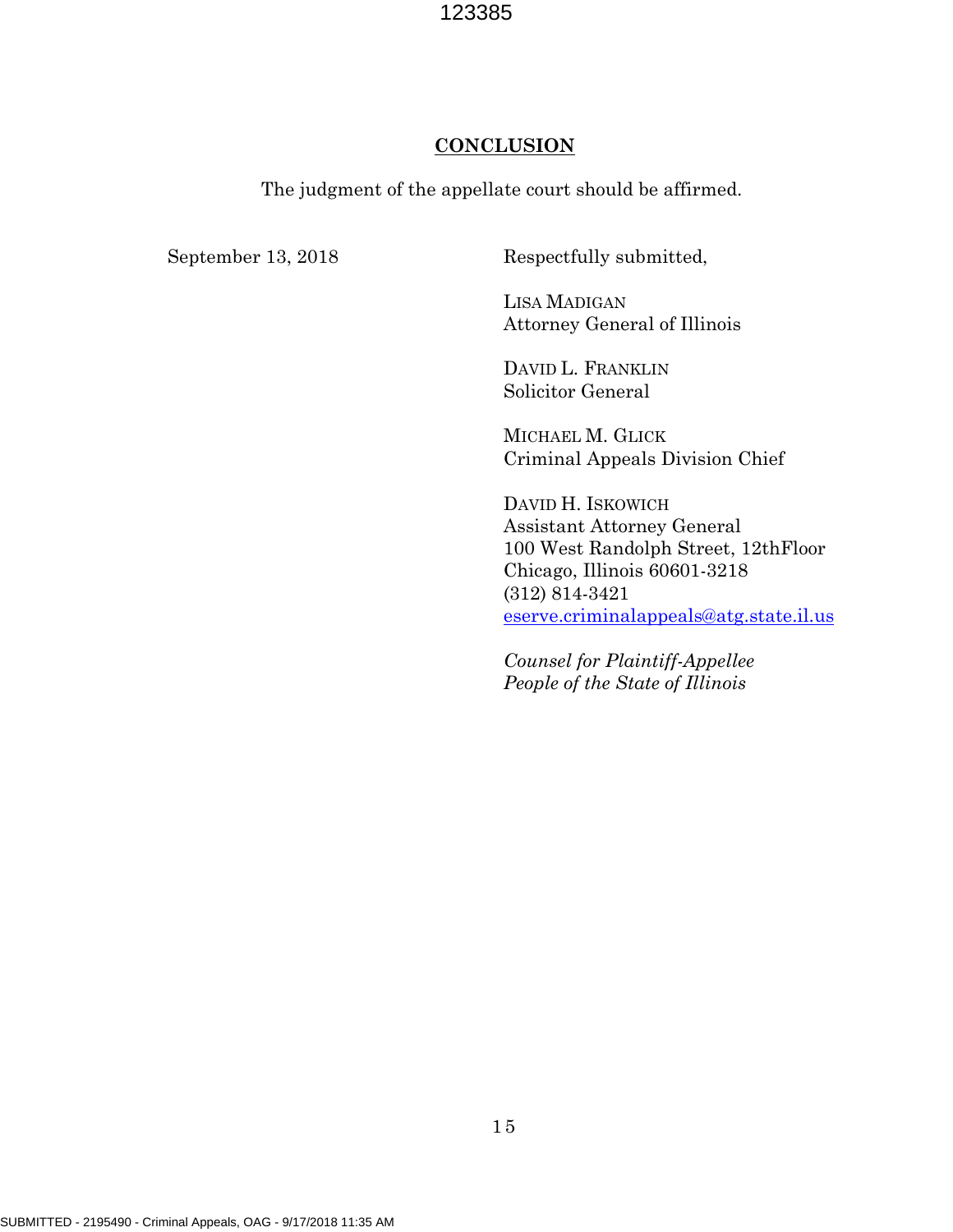## CONCLUSION

The judgment of the appellate court should be affirmed.

September 13, 2018

Respectfully submitted,

LISA MADIGAN
Attorney General of Illinois

DAVID L. FRANKLIN
Solicitor General

MICHAEL M. GLICK
Criminal Appeals Division Chief

DAVID H. ISKOWICH
Assistant Attorney General
100 West Randolph Street, 12thFloor
Chicago, Illinois 60601-3218
(312) 814-3421
eserve.criminalappeals@atg.state.il.us

*Counsel for Plaintiff-Appellee*
*People of the State of Illinois*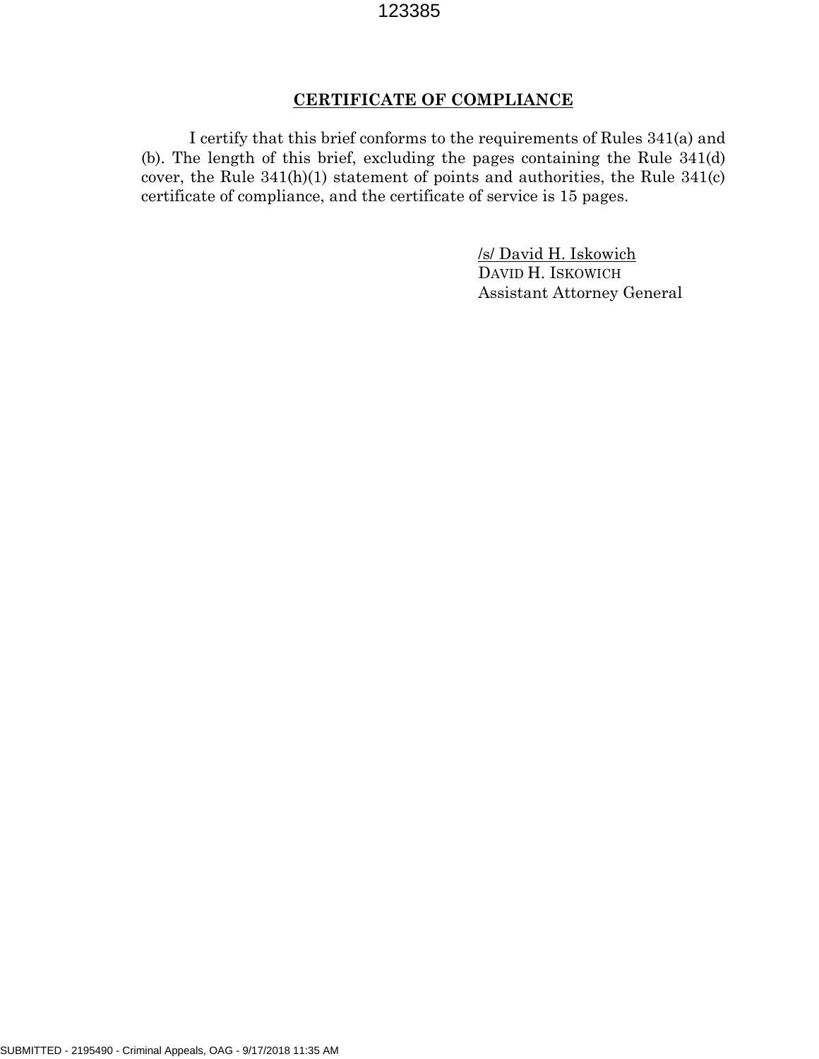## CERTIFICATE OF COMPLIANCE

I certify that this brief conforms to the requirements of Rules 341(a) and (b). The length of this brief, excluding the pages containing the Rule 341(d) cover, the Rule 341(h)(1) statement of points and authorities, the Rule 341(c) certificate of compliance, and the certificate of service is 15 pages.

/s/ David H. Iskowich
DAVID H. ISKOWICH
Assistant Attorney General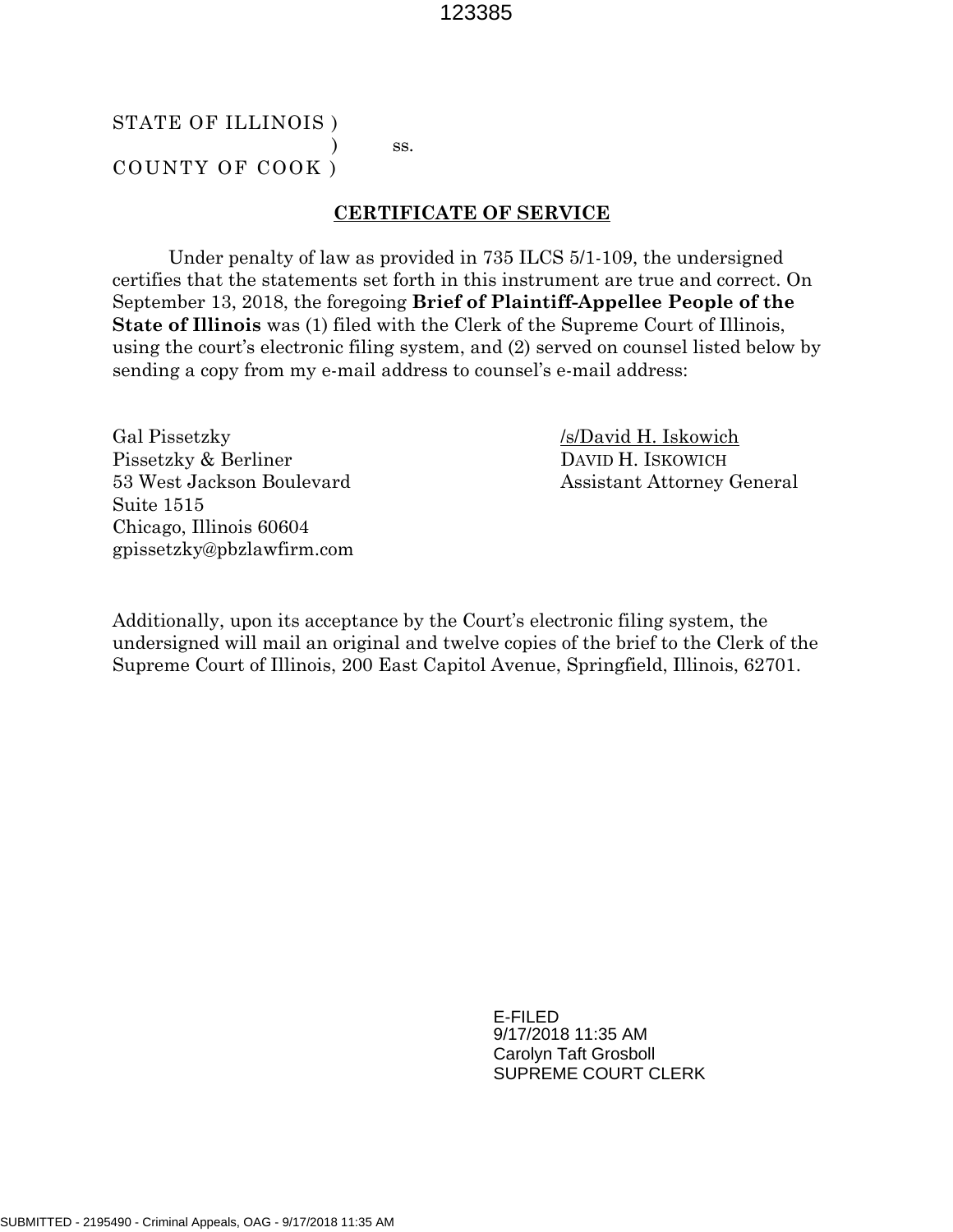STATE OF ILLINOIS )
) ss.
COUNTY OF COOK )

**CERTIFICATE OF SERVICE**

Under penalty of law as provided in 735 ILCS 5/1-109, the undersigned certifies that the statements set forth in this instrument are true and correct. On September 13, 2018, the foregoing **Brief of Plaintiff-Appellee People of the State of Illinois** was (1) filed with the Clerk of the Supreme Court of Illinois, using the court's electronic filing system, and (2) served on counsel listed below by sending a copy from my e-mail address to counsel's e-mail address:

Gal Pissetzky
Pissetzky & Berliner
53 West Jackson Boulevard
Suite 1515
Chicago, Illinois 60604
gpissetzky@pbzlawfirm.com

/s/David H. Iskowich
DAVID H. ISKOWICH
Assistant Attorney General

Additionally, upon its acceptance by the Court's electronic filing system, the undersigned will mail an original and twelve copies of the brief to the Clerk of the Supreme Court of Illinois, 200 East Capitol Avenue, Springfield, Illinois, 62701.

E-FILED
9/17/2018 11:35 AM
Carolyn Taft Grosboll
SUPREME COURT CLERK